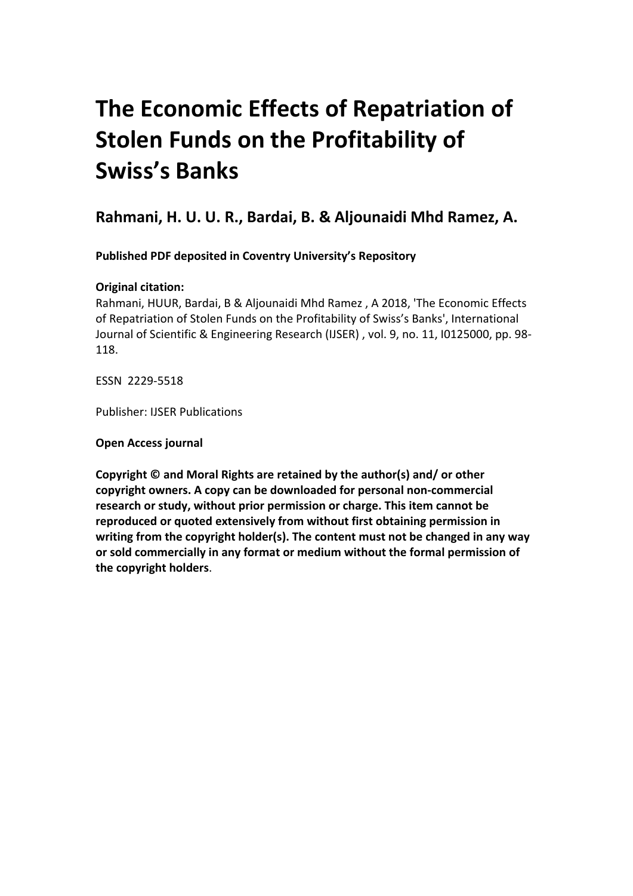# The Economic Effects of Repatriation of Stolen Funds on the Profitability of Swiss's Banks

## Rahmani, H. U. U. R., Bardai, B. & Aljounaidi Mhd Ramez, A.

**Published PDF deposited in Coventry University's Repository**

**Original citation:**
Rahmani, HUUR, Bardai, B & Aljounaidi Mhd Ramez , A 2018, 'The Economic Effects of Repatriation of Stolen Funds on the Profitability of Swiss's Banks', International Journal of Scientific & Engineering Research (IJSER) , vol. 9, no. 11, I0125000, pp. 98-118.

ESSN 2229-5518

Publisher: IJSER Publications

**Open Access journal**

**Copyright © and Moral Rights are retained by the author(s) and/ or other copyright owners. A copy can be downloaded for personal non-commercial research or study, without prior permission or charge. This item cannot be reproduced or quoted extensively from without first obtaining permission in writing from the copyright holder(s). The content must not be changed in any way or sold commercially in any format or medium without the formal permission of the copyright holders**.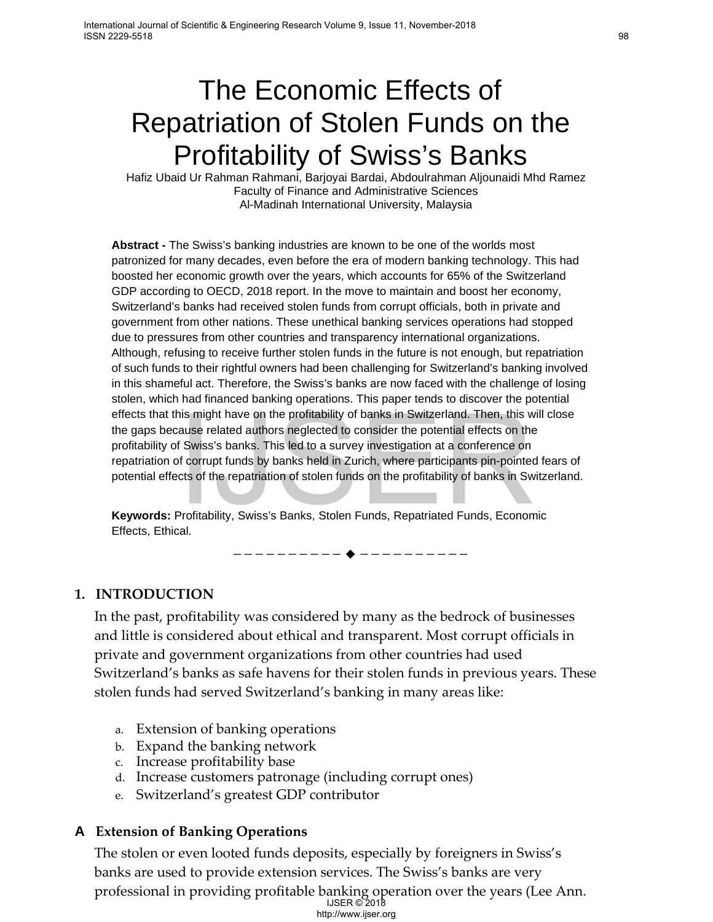# The Economic Effects of Repatriation of Stolen Funds on the Profitability of Swiss's Banks

Hafiz Ubaid Ur Rahman Rahmani, Barjoyai Bardai, Abdoulrahman Aljounaidi Mhd Ramez
Faculty of Finance and Administrative Sciences
Al-Madinah International University, Malaysia

**Abstract -** The Swiss's banking industries are known to be one of the worlds most patronized for many decades, even before the era of modern banking technology. This had boosted her economic growth over the years, which accounts for 65% of the Switzerland GDP according to OECD, 2018 report. In the move to maintain and boost her economy, Switzerland's banks had received stolen funds from corrupt officials, both in private and government from other nations. These unethical banking services operations had stopped due to pressures from other countries and transparency international organizations. Although, refusing to receive further stolen funds in the future is not enough, but repatriation of such funds to their rightful owners had been challenging for Switzerland's banking involved in this shameful act. Therefore, the Swiss's banks are now faced with the challenge of losing stolen, which had financed banking operations. This paper tends to discover the potential effects that this might have on the profitability of banks in Switzerland. Then, this will close the gaps because related authors neglected to consider the potential effects on the profitability of Swiss's banks. This led to a survey investigation at a conference on repatriation of corrupt funds by banks held in Zurich, where participants pin-pointed fears of potential effects of the repatriation of stolen funds on the profitability of banks in Switzerland.

**Keywords:** Profitability, Swiss's Banks, Stolen Funds, Repatriated Funds, Economic Effects, Ethical.

## 1. INTRODUCTION

In the past, profitability was considered by many as the bedrock of businesses and little is considered about ethical and transparent. Most corrupt officials in private and government organizations from other countries had used Switzerland's banks as safe havens for their stolen funds in previous years. These stolen funds had served Switzerland's banking in many areas like:

a. Extension of banking operations
b. Expand the banking network
c. Increase profitability base
d. Increase customers patronage (including corrupt ones)
e. Switzerland's greatest GDP contributor

### A Extension of Banking Operations

The stolen or even looted funds deposits, especially by foreigners in Swiss's banks are used to provide extension services. The Swiss's banks are very professional in providing profitable banking operation over the years (Lee Ann.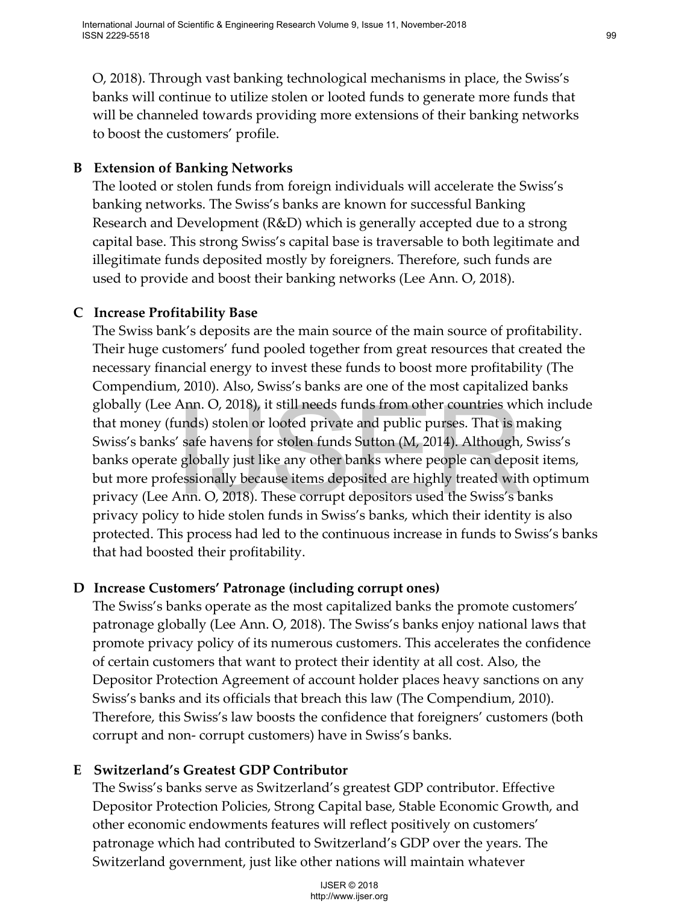O, 2018). Through vast banking technological mechanisms in place, the Swiss's banks will continue to utilize stolen or looted funds to generate more funds that will be channeled towards providing more extensions of their banking networks to boost the customers' profile.

### B Extension of Banking Networks

The looted or stolen funds from foreign individuals will accelerate the Swiss's banking networks. The Swiss's banks are known for successful Banking Research and Development (R&D) which is generally accepted due to a strong capital base. This strong Swiss's capital base is traversable to both legitimate and illegitimate funds deposited mostly by foreigners. Therefore, such funds are used to provide and boost their banking networks (Lee Ann. O, 2018).

### C Increase Profitability Base

The Swiss bank's deposits are the main source of the main source of profitability. Their huge customers' fund pooled together from great resources that created the necessary financial energy to invest these funds to boost more profitability (The Compendium, 2010). Also, Swiss's banks are one of the most capitalized banks globally (Lee Ann. O, 2018), it still needs funds from other countries which include that money (funds) stolen or looted private and public purses. That is making Swiss's banks' safe havens for stolen funds Sutton (M, 2014). Although, Swiss's banks operate globally just like any other banks where people can deposit items, but more professionally because items deposited are highly treated with optimum privacy (Lee Ann. O, 2018). These corrupt depositors used the Swiss's banks privacy policy to hide stolen funds in Swiss's banks, which their identity is also protected. This process had led to the continuous increase in funds to Swiss's banks that had boosted their profitability.

### D Increase Customers' Patronage (including corrupt ones)

The Swiss's banks operate as the most capitalized banks the promote customers' patronage globally (Lee Ann. O, 2018). The Swiss's banks enjoy national laws that promote privacy policy of its numerous customers. This accelerates the confidence of certain customers that want to protect their identity at all cost. Also, the Depositor Protection Agreement of account holder places heavy sanctions on any Swiss's banks and its officials that breach this law (The Compendium, 2010). Therefore, this Swiss's law boosts the confidence that foreigners' customers (both corrupt and non- corrupt customers) have in Swiss's banks.

### E Switzerland's Greatest GDP Contributor

The Swiss's banks serve as Switzerland's greatest GDP contributor. Effective Depositor Protection Policies, Strong Capital base, Stable Economic Growth, and other economic endowments features will reflect positively on customers' patronage which had contributed to Switzerland's GDP over the years. The Switzerland government, just like other nations will maintain whatever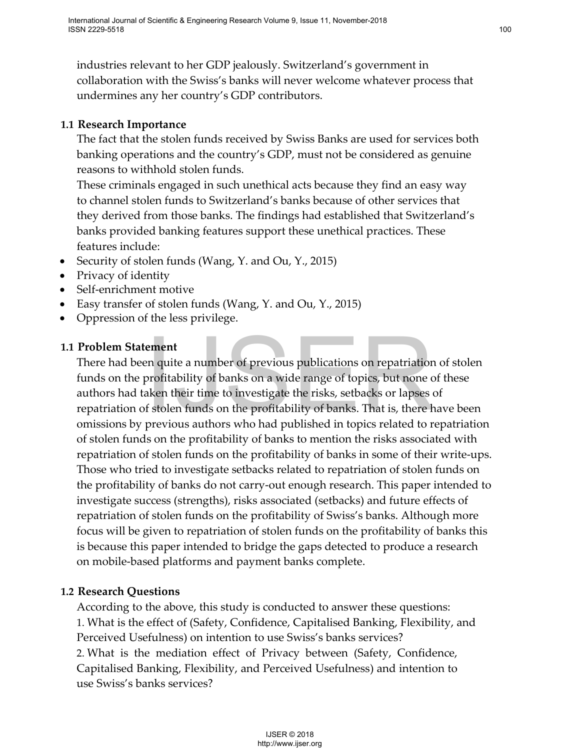industries relevant to her GDP jealously. Switzerland's government in collaboration with the Swiss's banks will never welcome whatever process that undermines any her country's GDP contributors.

### 1.1 Research Importance

The fact that the stolen funds received by Swiss Banks are used for services both banking operations and the country's GDP, must not be considered as genuine reasons to withhold stolen funds.

These criminals engaged in such unethical acts because they find an easy way to channel stolen funds to Switzerland's banks because of other services that they derived from those banks. The findings had established that Switzerland's banks provided banking features support these unethical practices. These features include:

- Security of stolen funds (Wang, Y. and Ou, Y., 2015)
- Privacy of identity
- Self-enrichment motive
- Easy transfer of stolen funds (Wang, Y. and Ou, Y., 2015)
- Oppression of the less privilege.

### 1.1 Problem Statement

There had been quite a number of previous publications on repatriation of stolen funds on the profitability of banks on a wide range of topics, but none of these authors had taken their time to investigate the risks, setbacks or lapses of repatriation of stolen funds on the profitability of banks. That is, there have been omissions by previous authors who had published in topics related to repatriation of stolen funds on the profitability of banks to mention the risks associated with repatriation of stolen funds on the profitability of banks in some of their write-ups. Those who tried to investigate setbacks related to repatriation of stolen funds on the profitability of banks do not carry-out enough research. This paper intended to investigate success (strengths), risks associated (setbacks) and future effects of repatriation of stolen funds on the profitability of Swiss's banks. Although more focus will be given to repatriation of stolen funds on the profitability of banks this is because this paper intended to bridge the gaps detected to produce a research on mobile-based platforms and payment banks complete.

### 1.2 Research Questions

According to the above, this study is conducted to answer these questions:

1. What is the effect of (Safety, Confidence, Capitalised Banking, Flexibility, and Perceived Usefulness) on intention to use Swiss's banks services?
2. What is the mediation effect of Privacy between (Safety, Confidence, Capitalised Banking, Flexibility, and Perceived Usefulness) and intention to use Swiss's banks services?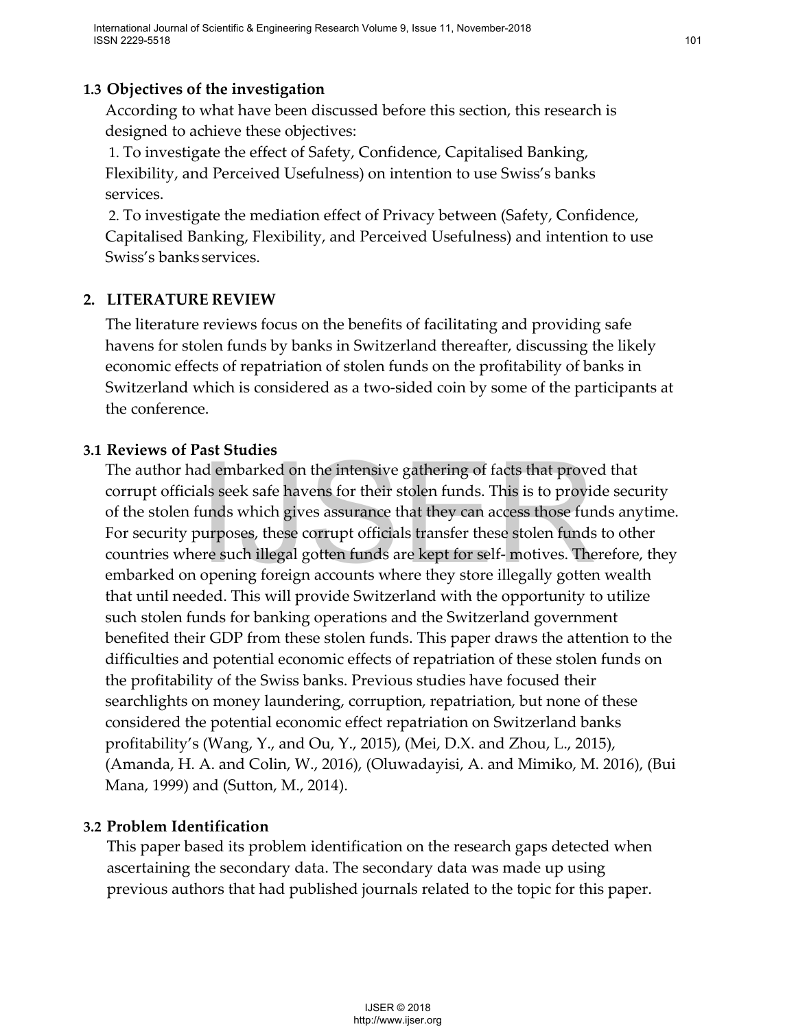### 1.3 Objectives of the investigation

According to what have been discussed before this section, this research is designed to achieve these objectives:

1. To investigate the effect of Safety, Confidence, Capitalised Banking, Flexibility, and Perceived Usefulness) on intention to use Swiss's banks services.
2. To investigate the mediation effect of Privacy between (Safety, Confidence, Capitalised Banking, Flexibility, and Perceived Usefulness) and intention to use Swiss's banks services.

## 2. LITERATURE REVIEW

The literature reviews focus on the benefits of facilitating and providing safe havens for stolen funds by banks in Switzerland thereafter, discussing the likely economic effects of repatriation of stolen funds on the profitability of banks in Switzerland which is considered as a two-sided coin by some of the participants at the conference.

### 3.1 Reviews of Past Studies

The author had embarked on the intensive gathering of facts that proved that corrupt officials seek safe havens for their stolen funds. This is to provide security of the stolen funds which gives assurance that they can access those funds anytime. For security purposes, these corrupt officials transfer these stolen funds to other countries where such illegal gotten funds are kept for self- motives. Therefore, they embarked on opening foreign accounts where they store illegally gotten wealth that until needed. This will provide Switzerland with the opportunity to utilize such stolen funds for banking operations and the Switzerland government benefited their GDP from these stolen funds. This paper draws the attention to the difficulties and potential economic effects of repatriation of these stolen funds on the profitability of the Swiss banks. Previous studies have focused their searchlights on money laundering, corruption, repatriation, but none of these considered the potential economic effect repatriation on Switzerland banks profitability's (Wang, Y., and Ou, Y., 2015), (Mei, D.X. and Zhou, L., 2015), (Amanda, H. A. and Colin, W., 2016), (Oluwadayisi, A. and Mimiko, M. 2016), (Bui Mana, 1999) and (Sutton, M., 2014).

### 3.2 Problem Identification

This paper based its problem identification on the research gaps detected when ascertaining the secondary data. The secondary data was made up using previous authors that had published journals related to the topic for this paper.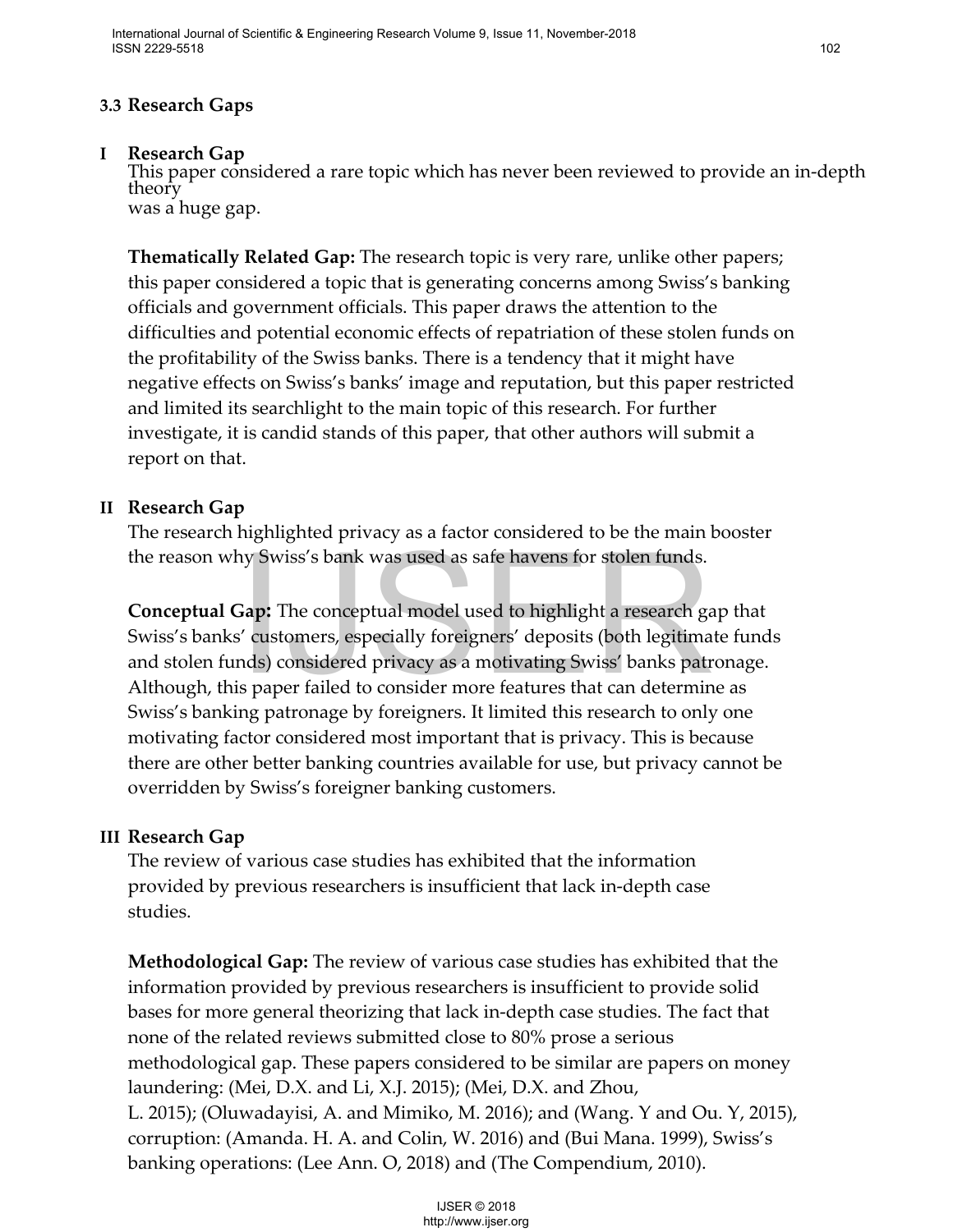### 3.3 Research Gaps

**I Research Gap**

This paper considered a rare topic which has never been reviewed to provide an in-depth theory was a huge gap.

**Thematically Related Gap:** The research topic is very rare, unlike other papers; this paper considered a topic that is generating concerns among Swiss's banking officials and government officials. This paper draws the attention to the difficulties and potential economic effects of repatriation of these stolen funds on the profitability of the Swiss banks. There is a tendency that it might have negative effects on Swiss's banks' image and reputation, but this paper restricted and limited its searchlight to the main topic of this research. For further investigate, it is candid stands of this paper, that other authors will submit a report on that.

**II Research Gap**

The research highlighted privacy as a factor considered to be the main booster the reason why Swiss's bank was used as safe havens for stolen funds.

**Conceptual Gap:** The conceptual model used to highlight a research gap that Swiss's banks' customers, especially foreigners' deposits (both legitimate funds and stolen funds) considered privacy as a motivating Swiss' banks patronage. Although, this paper failed to consider more features that can determine as Swiss's banking patronage by foreigners. It limited this research to only one motivating factor considered most important that is privacy. This is because there are other better banking countries available for use, but privacy cannot be overridden by Swiss's foreigner banking customers.

**III Research Gap**

The review of various case studies has exhibited that the information provided by previous researchers is insufficient that lack in-depth case studies.

**Methodological Gap:** The review of various case studies has exhibited that the information provided by previous researchers is insufficient to provide solid bases for more general theorizing that lack in-depth case studies. The fact that none of the related reviews submitted close to 80% prose a serious methodological gap. These papers considered to be similar are papers on money laundering: (Mei, D.X. and Li, X.J. 2015); (Mei, D.X. and Zhou, L. 2015); (Oluwadayisi, A. and Mimiko, M. 2016); and (Wang. Y and Ou. Y, 2015), corruption: (Amanda. H. A. and Colin, W. 2016) and (Bui Mana. 1999), Swiss's banking operations: (Lee Ann. O, 2018) and (The Compendium, 2010).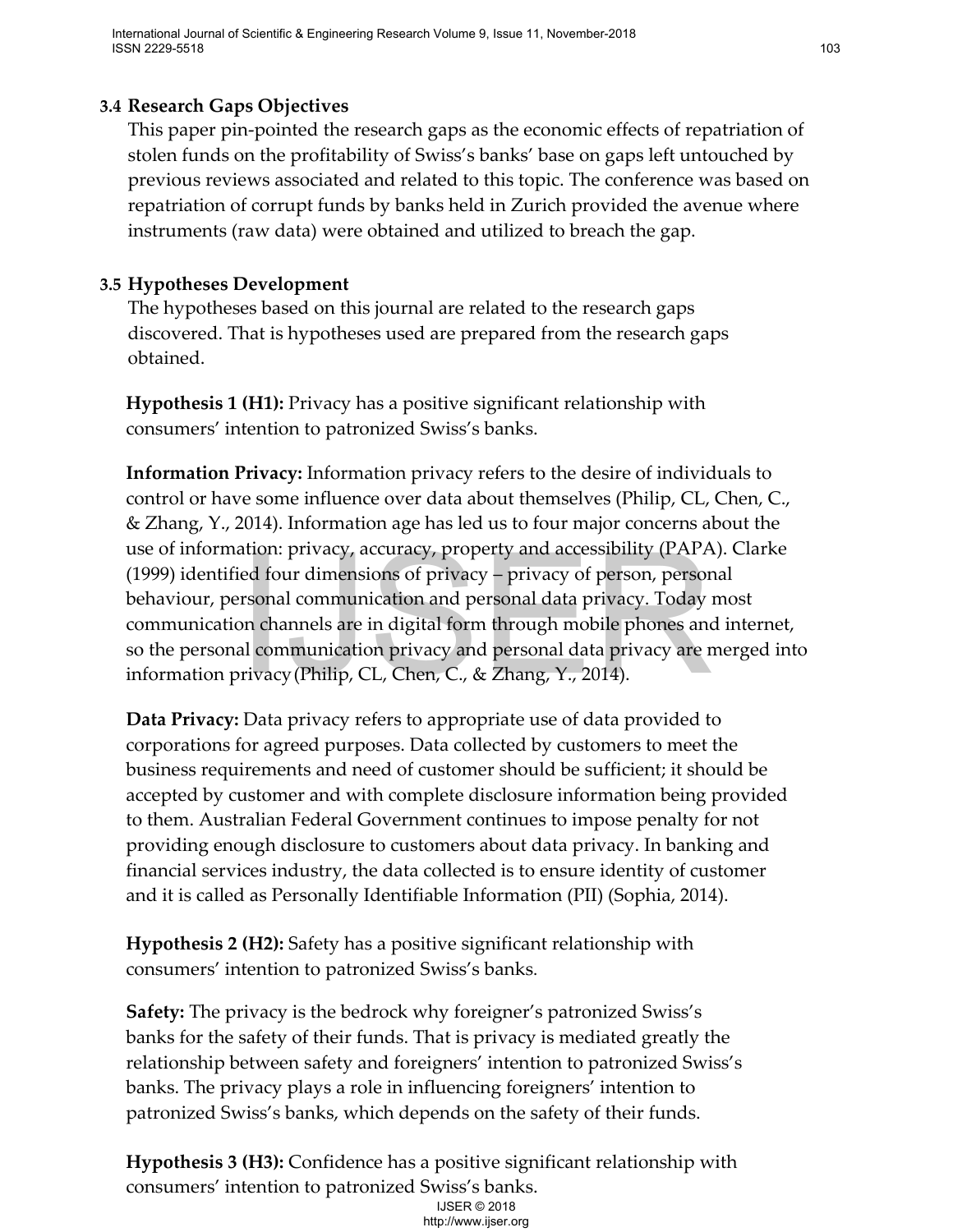### 3.4 Research Gaps Objectives

This paper pin-pointed the research gaps as the economic effects of repatriation of stolen funds on the profitability of Swiss's banks' base on gaps left untouched by previous reviews associated and related to this topic. The conference was based on repatriation of corrupt funds by banks held in Zurich provided the avenue where instruments (raw data) were obtained and utilized to breach the gap.

### 3.5 Hypotheses Development

The hypotheses based on this journal are related to the research gaps discovered. That is hypotheses used are prepared from the research gaps obtained.

**Hypothesis 1 (H1):** Privacy has a positive significant relationship with consumers' intention to patronized Swiss's banks.

**Information Privacy:** Information privacy refers to the desire of individuals to control or have some influence over data about themselves (Philip, CL, Chen, C., & Zhang, Y., 2014). Information age has led us to four major concerns about the use of information: privacy, accuracy, property and accessibility (PAPA). Clarke (1999) identified four dimensions of privacy – privacy of person, personal behaviour, personal communication and personal data privacy. Today most communication channels are in digital form through mobile phones and internet, so the personal communication privacy and personal data privacy are merged into information privacy (Philip, CL, Chen, C., & Zhang, Y., 2014).

**Data Privacy:** Data privacy refers to appropriate use of data provided to corporations for agreed purposes. Data collected by customers to meet the business requirements and need of customer should be sufficient; it should be accepted by customer and with complete disclosure information being provided to them. Australian Federal Government continues to impose penalty for not providing enough disclosure to customers about data privacy. In banking and financial services industry, the data collected is to ensure identity of customer and it is called as Personally Identifiable Information (PII) (Sophia, 2014).

**Hypothesis 2 (H2):** Safety has a positive significant relationship with consumers' intention to patronized Swiss's banks.

**Safety:** The privacy is the bedrock why foreigner's patronized Swiss's banks for the safety of their funds. That is privacy is mediated greatly the relationship between safety and foreigners' intention to patronized Swiss's banks. The privacy plays a role in influencing foreigners' intention to patronized Swiss's banks, which depends on the safety of their funds.

**Hypothesis 3 (H3):** Confidence has a positive significant relationship with consumers' intention to patronized Swiss's banks.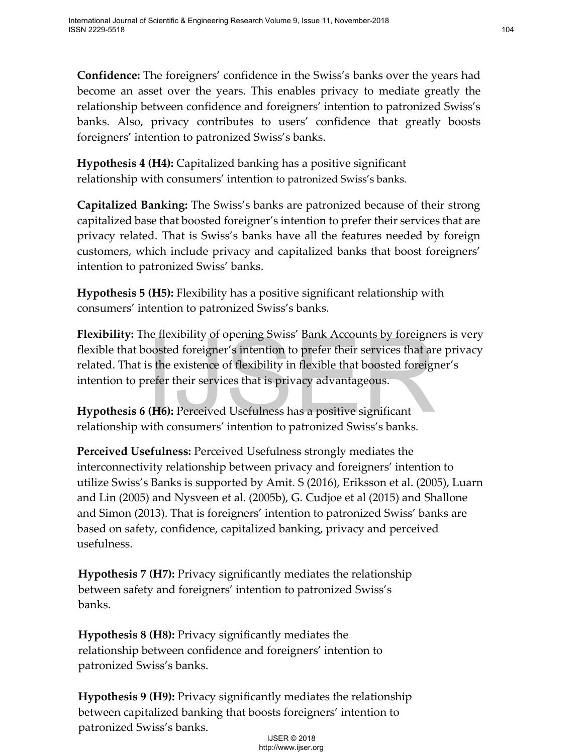**Confidence:** The foreigners' confidence in the Swiss's banks over the years had become an asset over the years. This enables privacy to mediate greatly the relationship between confidence and foreigners' intention to patronized Swiss's banks. Also, privacy contributes to users' confidence that greatly boosts foreigners' intention to patronized Swiss's banks.

**Hypothesis 4 (H4):** Capitalized banking has a positive significant relationship with consumers' intention to patronized Swiss's banks.

**Capitalized Banking:** The Swiss's banks are patronized because of their strong capitalized base that boosted foreigner's intention to prefer their services that are privacy related. That is Swiss's banks have all the features needed by foreign customers, which include privacy and capitalized banks that boost foreigners' intention to patronized Swiss' banks.

**Hypothesis 5 (H5):** Flexibility has a positive significant relationship with consumers' intention to patronized Swiss's banks.

**Flexibility:** The flexibility of opening Swiss' Bank Accounts by foreigners is very flexible that boosted foreigner's intention to prefer their services that are privacy related. That is the existence of flexibility in flexible that boosted foreigner's intention to prefer their services that is privacy advantageous.

**Hypothesis 6 (H6):** Perceived Usefulness has a positive significant relationship with consumers' intention to patronized Swiss's banks.

**Perceived Usefulness:** Perceived Usefulness strongly mediates the interconnectivity relationship between privacy and foreigners' intention to utilize Swiss's Banks is supported by Amit. S (2016), Eriksson et al. (2005), Luarn and Lin (2005) and Nysveen et al. (2005b), G. Cudjoe et al (2015) and Shallone and Simon (2013). That is foreigners' intention to patronized Swiss' banks are based on safety, confidence, capitalized banking, privacy and perceived usefulness.

**Hypothesis 7 (H7):** Privacy significantly mediates the relationship between safety and foreigners' intention to patronized Swiss's banks.

**Hypothesis 8 (H8):** Privacy significantly mediates the relationship between confidence and foreigners' intention to patronized Swiss's banks.

**Hypothesis 9 (H9):** Privacy significantly mediates the relationship between capitalized banking that boosts foreigners' intention to patronized Swiss's banks.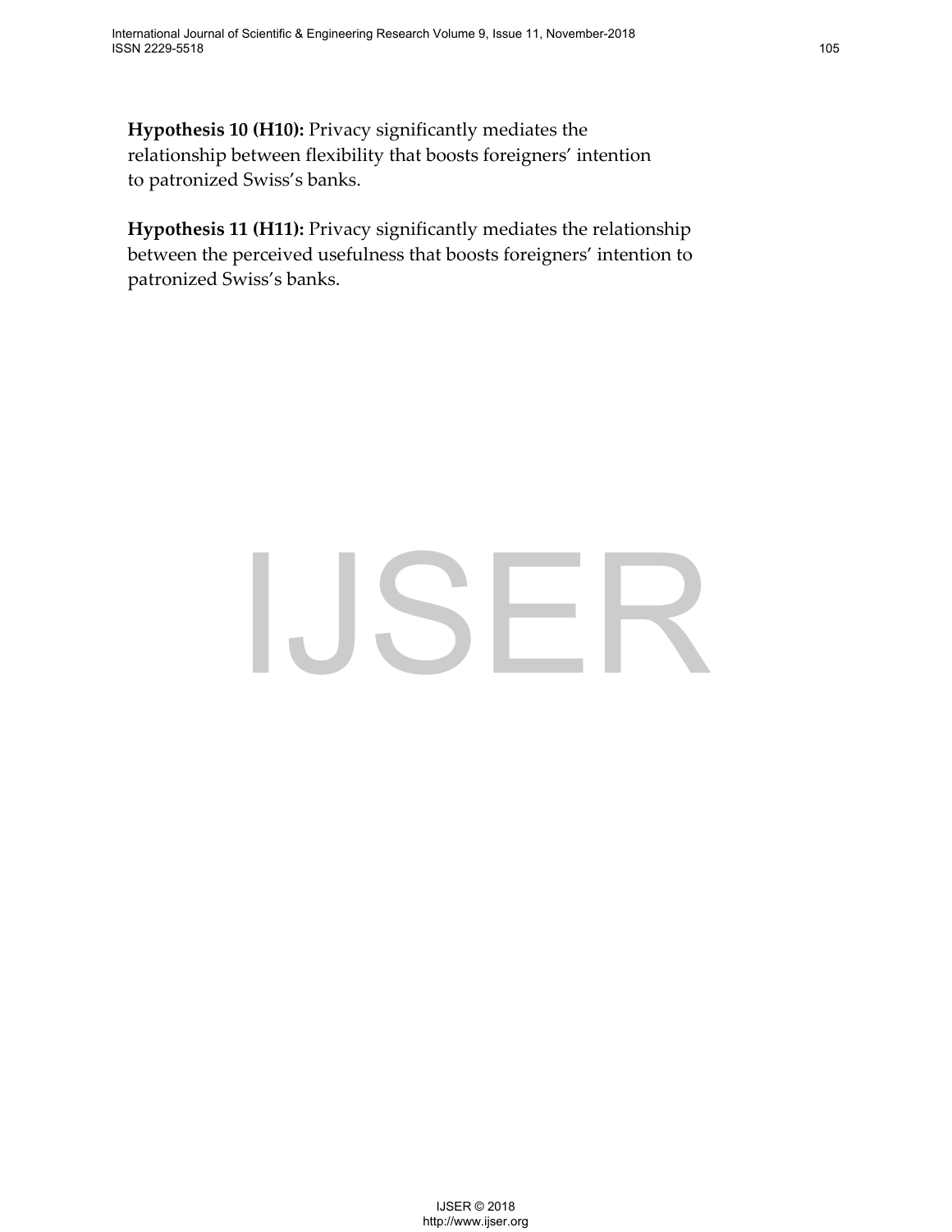**Hypothesis 10 (H10):** Privacy significantly mediates the relationship between flexibility that boosts foreigners' intention to patronized Swiss's banks.

**Hypothesis 11 (H11):** Privacy significantly mediates the relationship between the perceived usefulness that boosts foreigners' intention to patronized Swiss's banks.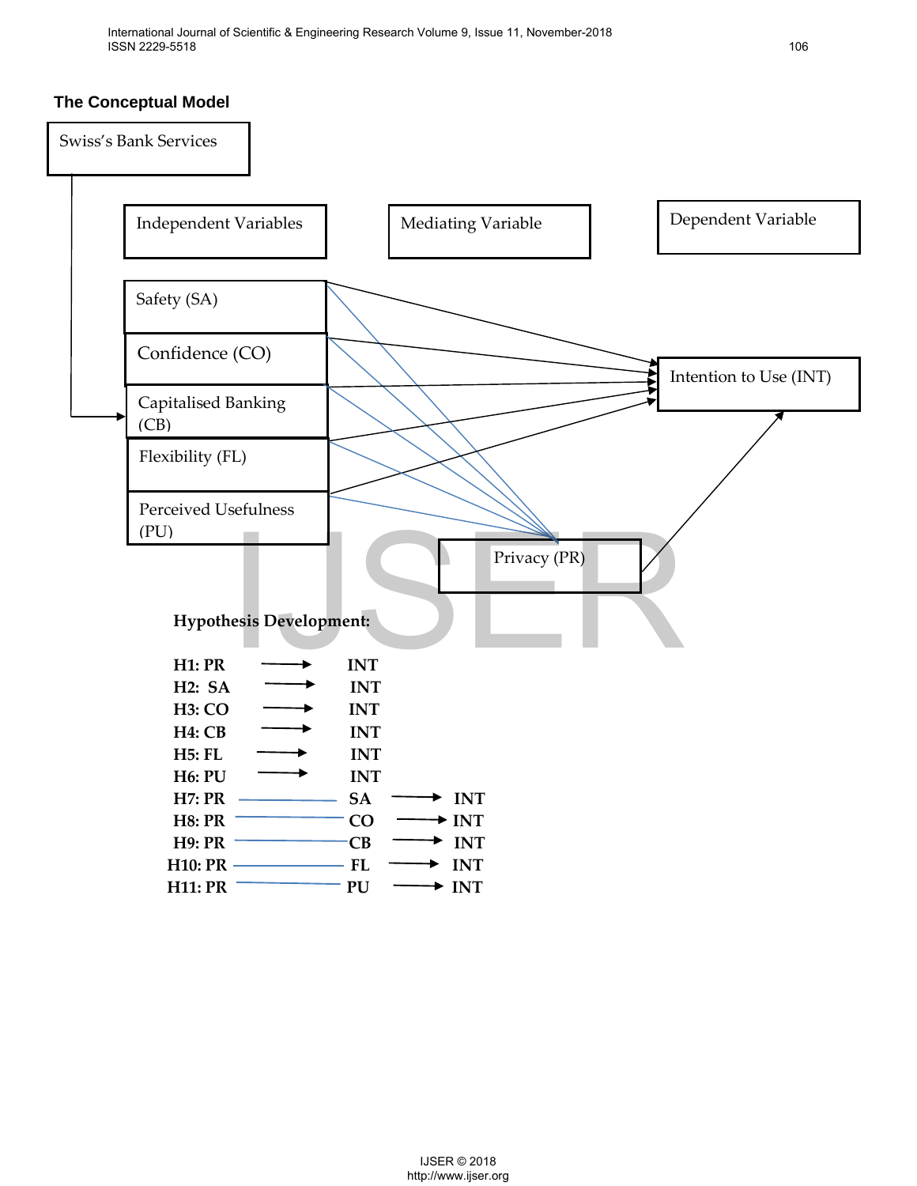## The Conceptual Model

Swiss's Bank Services

Independent Variables | Mediating Variable | Dependent Variable

Safety (SA)

Confidence (CO)

Capitalised Banking (CB)

Flexibility (FL)

Perceived Usefulness (PU)

Privacy (PR)

Intention to Use (INT)

**Hypothesis Development:**

**H1: PR → INT**
**H2: SA → INT**
**H3: CO → INT**
**H4: CB → INT**
**H5: FL → INT**
**H6: PU → INT**
**H7: PR — SA → INT**
**H8: PR — CO → INT**
**H9: PR — CB → INT**
**H10: PR — FL → INT**
**H11: PR — PU → INT**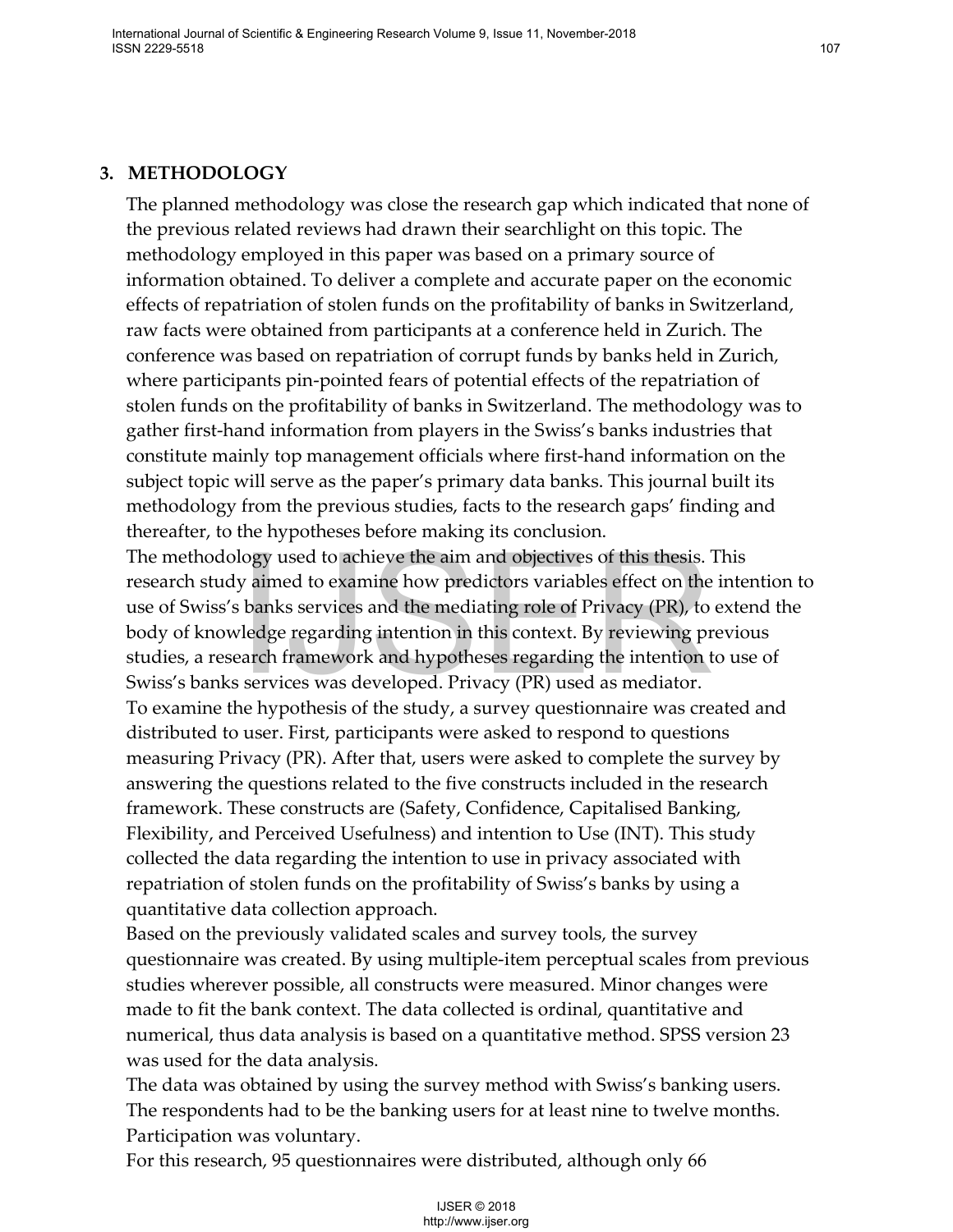## 3. METHODOLOGY

The planned methodology was close the research gap which indicated that none of the previous related reviews had drawn their searchlight on this topic. The methodology employed in this paper was based on a primary source of information obtained. To deliver a complete and accurate paper on the economic effects of repatriation of stolen funds on the profitability of banks in Switzerland, raw facts were obtained from participants at a conference held in Zurich. The conference was based on repatriation of corrupt funds by banks held in Zurich, where participants pin-pointed fears of potential effects of the repatriation of stolen funds on the profitability of banks in Switzerland. The methodology was to gather first-hand information from players in the Swiss's banks industries that constitute mainly top management officials where first-hand information on the subject topic will serve as the paper's primary data banks. This journal built its methodology from the previous studies, facts to the research gaps' finding and thereafter, to the hypotheses before making its conclusion.

The methodology used to achieve the aim and objectives of this thesis. This research study aimed to examine how predictors variables effect on the intention to use of Swiss's banks services and the mediating role of Privacy (PR), to extend the body of knowledge regarding intention in this context. By reviewing previous studies, a research framework and hypotheses regarding the intention to use of Swiss's banks services was developed. Privacy (PR) used as mediator.

To examine the hypothesis of the study, a survey questionnaire was created and distributed to user. First, participants were asked to respond to questions measuring Privacy (PR). After that, users were asked to complete the survey by answering the questions related to the five constructs included in the research framework. These constructs are (Safety, Confidence, Capitalised Banking, Flexibility, and Perceived Usefulness) and intention to Use (INT). This study collected the data regarding the intention to use in privacy associated with repatriation of stolen funds on the profitability of Swiss's banks by using a quantitative data collection approach.

Based on the previously validated scales and survey tools, the survey questionnaire was created. By using multiple-item perceptual scales from previous studies wherever possible, all constructs were measured. Minor changes were made to fit the bank context. The data collected is ordinal, quantitative and numerical, thus data analysis is based on a quantitative method. SPSS version 23 was used for the data analysis.

The data was obtained by using the survey method with Swiss's banking users. The respondents had to be the banking users for at least nine to twelve months. Participation was voluntary.

For this research, 95 questionnaires were distributed, although only 66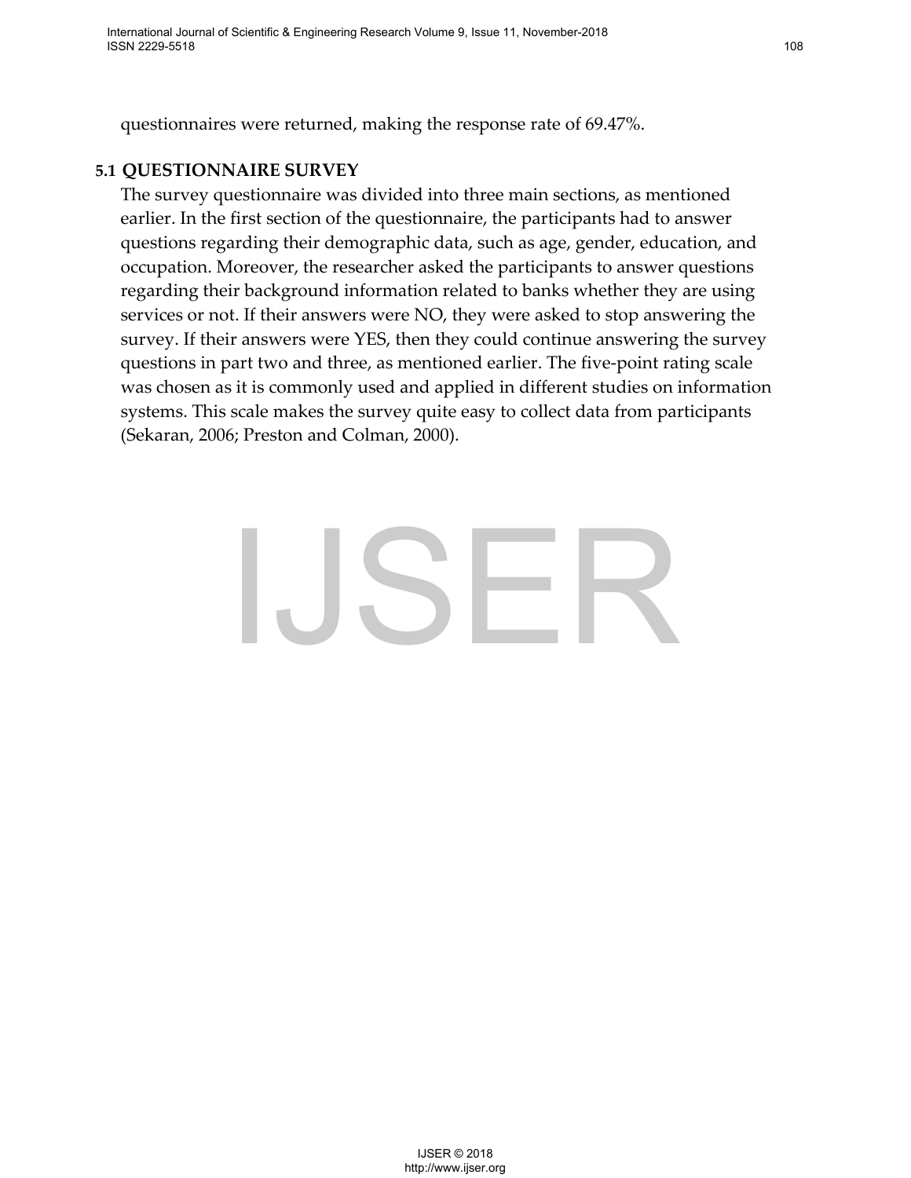questionnaires were returned, making the response rate of 69.47%.

## 5.1 QUESTIONNAIRE SURVEY

The survey questionnaire was divided into three main sections, as mentioned earlier. In the first section of the questionnaire, the participants had to answer questions regarding their demographic data, such as age, gender, education, and occupation. Moreover, the researcher asked the participants to answer questions regarding their background information related to banks whether they are using services or not. If their answers were NO, they were asked to stop answering the survey. If their answers were YES, then they could continue answering the survey questions in part two and three, as mentioned earlier. The five-point rating scale was chosen as it is commonly used and applied in different studies on information systems. This scale makes the survey quite easy to collect data from participants (Sekaran, 2006; Preston and Colman, 2000).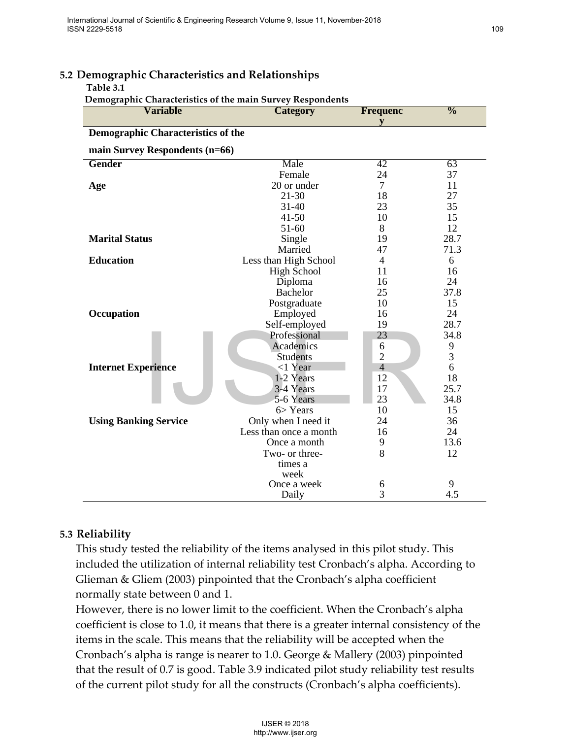## 5.2 Demographic Characteristics and Relationships

**Table 3.1**

**Demographic Characteristics of the main Survey Respondents**

| Variable | Category | Frequency | % |
|---|---|---|---|
| **Demographic Characteristics of the main Survey Respondents (n=66)** | | | |
| **Gender** | Male | 42 | 63 |
| | Female | 24 | 37 |
| **Age** | 20 or under | 7 | 11 |
| | 21-30 | 18 | 27 |
| | 31-40 | 23 | 35 |
| | 41-50 | 10 | 15 |
| | 51-60 | 8 | 12 |
| **Marital Status** | Single | 19 | 28.7 |
| | Married | 47 | 71.3 |
| **Education** | Less than High School | 4 | 6 |
| | High School | 11 | 16 |
| | Diploma | 16 | 24 |
| | Bachelor | 25 | 37.8 |
| | Postgraduate | 10 | 15 |
| **Occupation** | Employed | 16 | 24 |
| | Self-employed | 19 | 28.7 |
| | Professional | 23 | 34.8 |
| | Academics | 6 | 9 |
| | Students | 2 | 3 |
| **Internet Experience** | <1 Year | 4 | 6 |
| | 1-2 Years | 12 | 18 |
| | 3-4 Years | 17 | 25.7 |
| | 5-6 Years | 23 | 34.8 |
| | 6> Years | 10 | 15 |
| **Using Banking Service** | Only when I need it | 24 | 36 |
| | Less than once a month | 16 | 24 |
| | Once a month | 9 | 13.6 |
| | Two- or three-times a week | 8 | 12 |
| | Once a week | 6 | 9 |
| | Daily | 3 | 4.5 |

## 5.3 Reliability

This study tested the reliability of the items analysed in this pilot study. This included the utilization of internal reliability test Cronbach's alpha. According to Glieman & Gliem (2003) pinpointed that the Cronbach's alpha coefficient normally state between 0 and 1.

However, there is no lower limit to the coefficient. When the Cronbach's alpha coefficient is close to 1.0, it means that there is a greater internal consistency of the items in the scale. This means that the reliability will be accepted when the Cronbach's alpha is range is nearer to 1.0. George & Mallery (2003) pinpointed that the result of 0.7 is good. Table 3.9 indicated pilot study reliability test results of the current pilot study for all the constructs (Cronbach's alpha coefficients).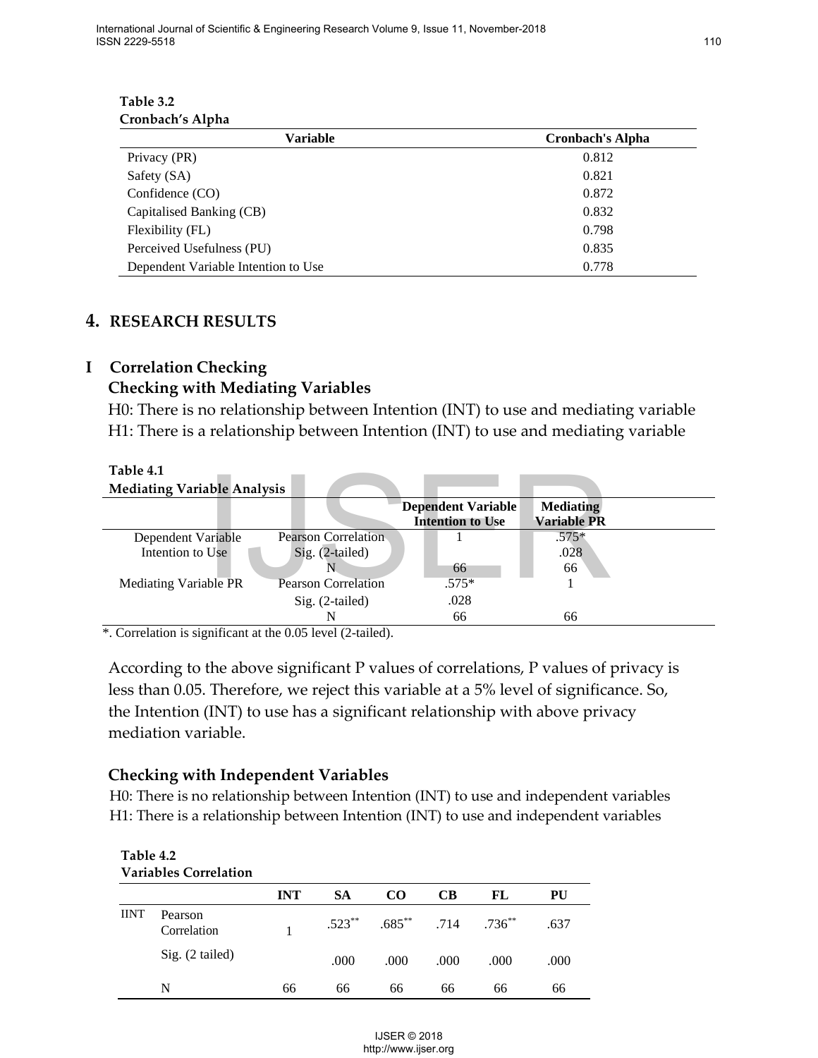**Table 3.2**
**Cronbach's Alpha**

| Variable | Cronbach's Alpha |
|---|---|
| Privacy (PR) | 0.812 |
| Safety (SA) | 0.821 |
| Confidence (CO) | 0.872 |
| Capitalised Banking (CB) | 0.832 |
| Flexibility (FL) | 0.798 |
| Perceived Usefulness (PU) | 0.835 |
| Dependent Variable Intention to Use | 0.778 |

## 4. RESEARCH RESULTS

### I Correlation Checking

#### Checking with Mediating Variables

H0: There is no relationship between Intention (INT) to use and mediating variable
H1: There is a relationship between Intention (INT) to use and mediating variable

**Table 4.1**
**Mediating Variable Analysis**

| | | Dependent Variable Intention to Use | Mediating Variable PR |
|---|---|---|---|
| Dependent Variable Intention to Use | Pearson Correlation | 1 | .575* |
| | Sig. (2-tailed) | | .028 |
| | N | 66 | 66 |
| Mediating Variable PR | Pearson Correlation | .575* | 1 |
| | Sig. (2-tailed) | .028 | |
| | N | 66 | 66 |

*. Correlation is significant at the 0.05 level (2-tailed).

According to the above significant P values of correlations, P values of privacy is less than 0.05. Therefore, we reject this variable at a 5% level of significance. So, the Intention (INT) to use has a significant relationship with above privacy mediation variable.

#### Checking with Independent Variables

H0: There is no relationship between Intention (INT) to use and independent variables
H1: There is a relationship between Intention (INT) to use and independent variables

**Table 4.2**
**Variables Correlation**

| | | INT | SA | CO | CB | FL | PU |
|---|---|---|---|---|---|---|---|
| IINT | Pearson Correlation | 1 | .523** | .685** | .714 | .736** | .637 |
| | Sig. (2 tailed) | | .000 | .000 | .000 | .000 | .000 |
| | N | 66 | 66 | 66 | 66 | 66 | 66 |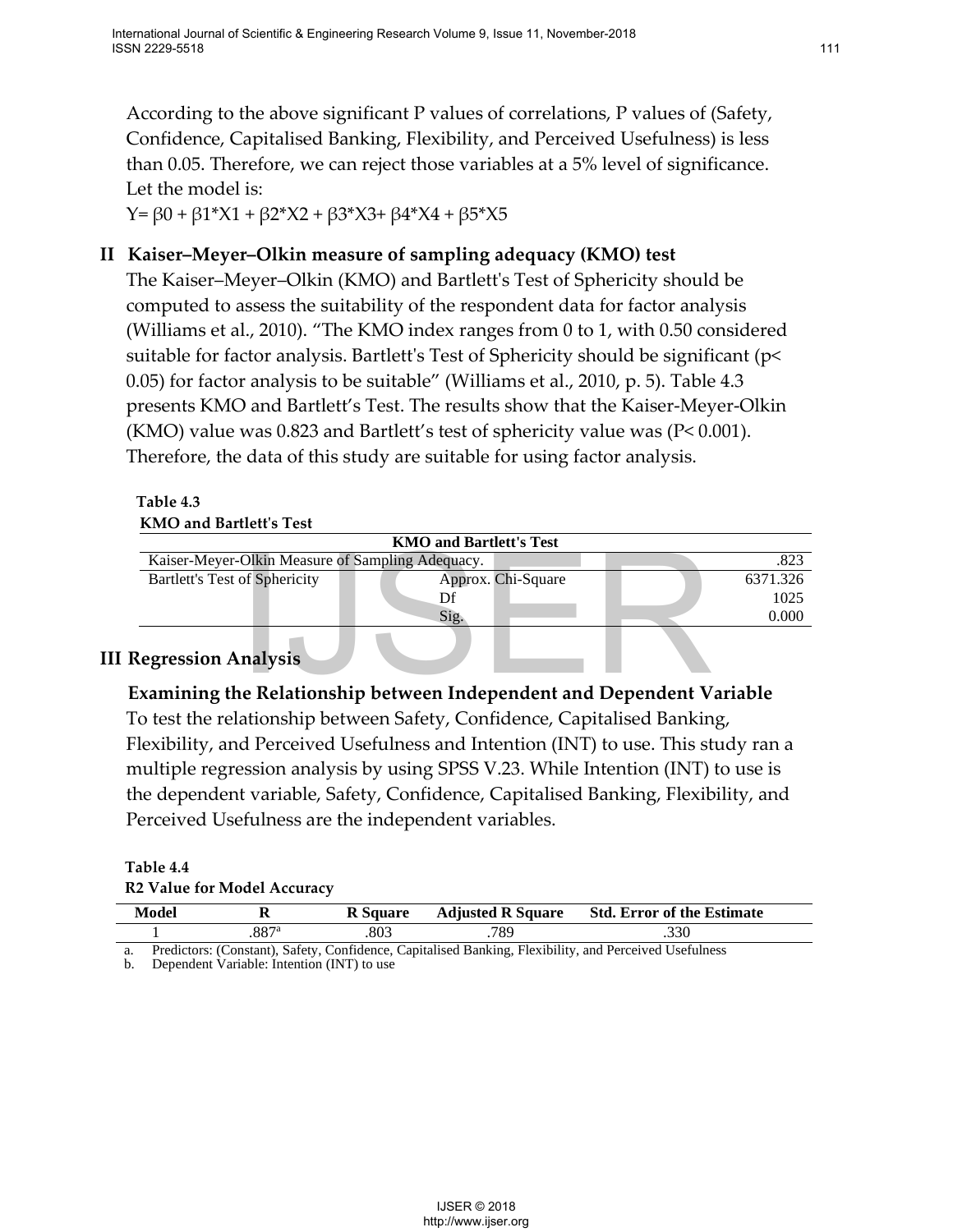According to the above significant P values of correlations, P values of (Safety, Confidence, Capitalised Banking, Flexibility, and Perceived Usefulness) is less than 0.05. Therefore, we can reject those variables at a 5% level of significance.

Let the model is:

$$Y = \beta 0 + \beta 1*X1 + \beta 2*X2 + \beta 3*X3 + \beta 4*X4 + \beta 5*X5$$

## II Kaiser–Meyer–Olkin measure of sampling adequacy (KMO) test

The Kaiser–Meyer–Olkin (KMO) and Bartlett's Test of Sphericity should be computed to assess the suitability of the respondent data for factor analysis (Williams et al., 2010). "The KMO index ranges from 0 to 1, with 0.50 considered suitable for factor analysis. Bartlett's Test of Sphericity should be significant ($p < 0.05$) for factor analysis to be suitable" (Williams et al., 2010, p. 5). Table 4.3 presents KMO and Bartlett's Test. The results show that the Kaiser-Meyer-Olkin (KMO) value was 0.823 and Bartlett's test of sphericity value was ($P < 0.001$). Therefore, the data of this study are suitable for using factor analysis.

**Table 4.3**
**KMO and Bartlett's Test**

| KMO and Bartlett's Test | | |
|---|---|---|
| Kaiser-Meyer-Olkin Measure of Sampling Adequacy. | | .823 |
| Bartlett's Test of Sphericity | Approx. Chi-Square | 6371.326 |
| | Df | 1025 |
| | Sig. | 0.000 |

## III Regression Analysis

### Examining the Relationship between Independent and Dependent Variable

To test the relationship between Safety, Confidence, Capitalised Banking, Flexibility, and Perceived Usefulness and Intention (INT) to use. This study ran a multiple regression analysis by using SPSS V.23. While Intention (INT) to use is the dependent variable, Safety, Confidence, Capitalised Banking, Flexibility, and Perceived Usefulness are the independent variables.

**Table 4.4**
**R2 Value for Model Accuracy**

| Model | R | R Square | Adjusted R Square | Std. Error of the Estimate |
|---|---|---|---|---|
| 1 | .887[a] | .803 | .789 | .330 |

a. Predictors: (Constant), Safety, Confidence, Capitalised Banking, Flexibility, and Perceived Usefulness

b. Dependent Variable: Intention (INT) to use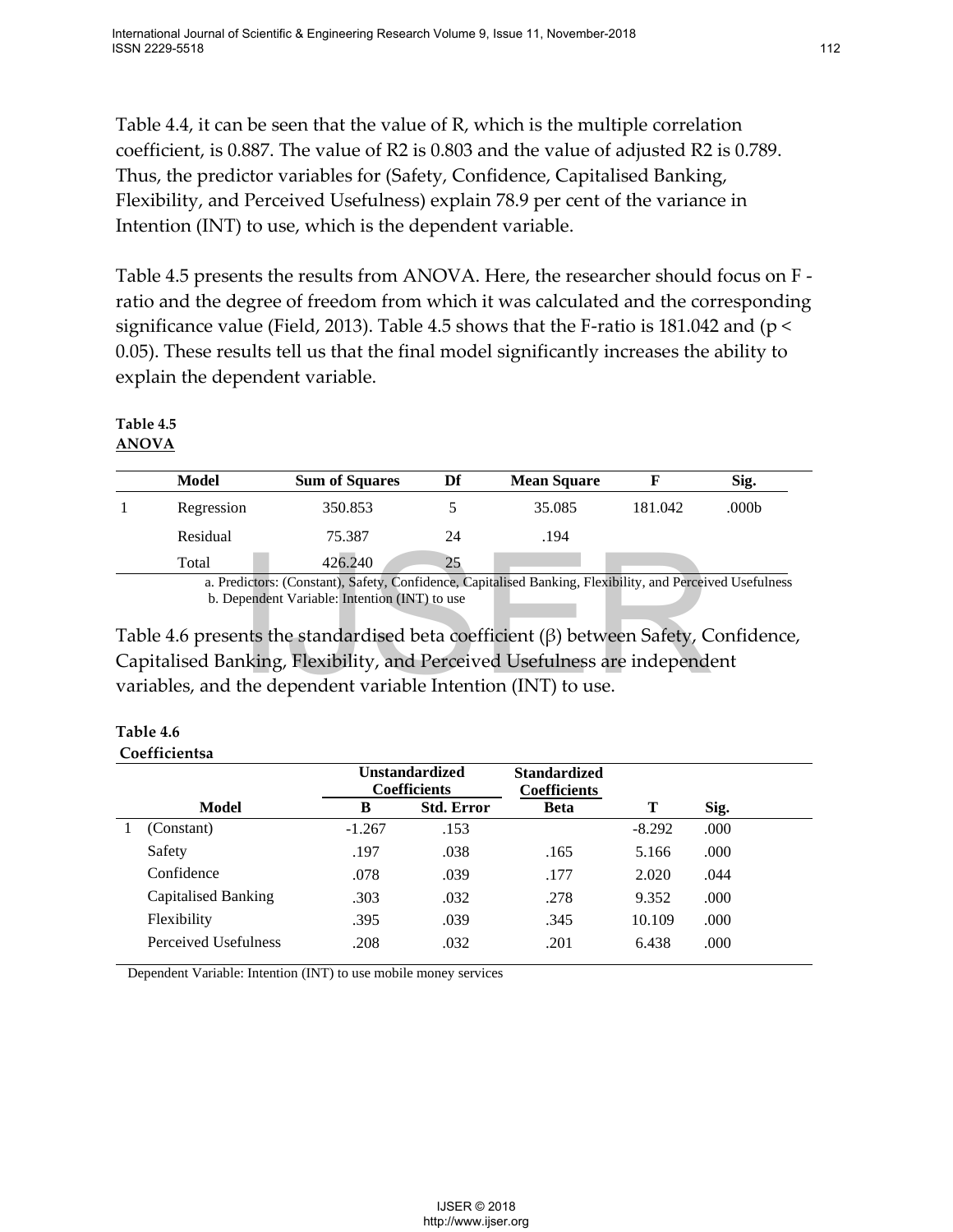Table 4.4, it can be seen that the value of R, which is the multiple correlation coefficient, is 0.887. The value of R2 is 0.803 and the value of adjusted R2 is 0.789. Thus, the predictor variables for (Safety, Confidence, Capitalised Banking, Flexibility, and Perceived Usefulness) explain 78.9 per cent of the variance in Intention (INT) to use, which is the dependent variable.

Table 4.5 presents the results from ANOVA. Here, the researcher should focus on F - ratio and the degree of freedom from which it was calculated and the corresponding significance value (Field, 2013). Table 4.5 shows that the F-ratio is 181.042 and ($p < 0.05$). These results tell us that the final model significantly increases the ability to explain the dependent variable.

**Table 4.5**
**ANOVA**

| | Model | Sum of Squares | Df | Mean Square | F | Sig. |
|---|---|---|---|---|---|---|
| 1 | Regression | 350.853 | 5 | 35.085 | 181.042 | .000b |
| | Residual | 75.387 | 24 | .194 | | |
| | Total | 426.240 | 25 | | | |

a. Predictors: (Constant), Safety, Confidence, Capitalised Banking, Flexibility, and Perceived Usefulness
b. Dependent Variable: Intention (INT) to use

Table 4.6 presents the standardised beta coefficient (β) between Safety, Confidence, Capitalised Banking, Flexibility, and Perceived Usefulness are independent variables, and the dependent variable Intention (INT) to use.

**Table 4.6**
**Coefficientsa**

| | | Unstandardized Coefficients | | Standardized Coefficients | | |
|---|---|---|---|---|---|---|
| | Model | B | Std. Error | Beta | T | Sig. |
| 1 | (Constant) | -1.267 | .153 | | -8.292 | .000 |
| | Safety | .197 | .038 | .165 | 5.166 | .000 |
| | Confidence | .078 | .039 | .177 | 2.020 | .044 |
| | Capitalised Banking | .303 | .032 | .278 | 9.352 | .000 |
| | Flexibility | .395 | .039 | .345 | 10.109 | .000 |
| | Perceived Usefulness | .208 | .032 | .201 | 6.438 | .000 |

Dependent Variable: Intention (INT) to use mobile money services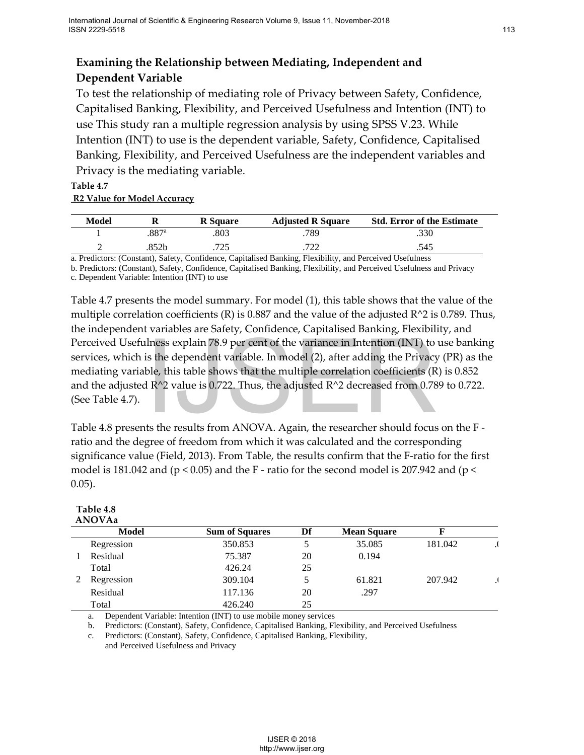### Examining the Relationship between Mediating, Independent and Dependent Variable

To test the relationship of mediating role of Privacy between Safety, Confidence, Capitalised Banking, Flexibility, and Perceived Usefulness and Intention (INT) to use This study ran a multiple regression analysis by using SPSS V.23. While Intention (INT) to use is the dependent variable, Safety, Confidence, Capitalised Banking, Flexibility, and Perceived Usefulness are the independent variables and Privacy is the mediating variable.

**Table 4.7**

**R2 Value for Model Accuracy**

| Model | R | R Square | Adjusted R Square | Std. Error of the Estimate |
|---|---|---|---|---|
| 1 | .887[a] | .803 | .789 | .330 |
| 2 | .852b | .725 | .722 | .545 |

a. Predictors: (Constant), Safety, Confidence, Capitalised Banking, Flexibility, and Perceived Usefulness

b. Predictors: (Constant), Safety, Confidence, Capitalised Banking, Flexibility, and Perceived Usefulness and Privacy

c. Dependent Variable: Intention (INT) to use

Table 4.7 presents the model summary. For model (1), this table shows that the value of the multiple correlation coefficients (R) is 0.887 and the value of the adjusted $R^2$ is 0.789. Thus, the independent variables are Safety, Confidence, Capitalised Banking, Flexibility, and Perceived Usefulness explain 78.9 per cent of the variance in Intention (INT) to use banking services, which is the dependent variable. In model (2), after adding the Privacy (PR) as the mediating variable, this table shows that the multiple correlation coefficients (R) is 0.852 and the adjusted $R^2$ value is 0.722. Thus, the adjusted $R^2$ decreased from 0.789 to 0.722. (See Table 4.7).

Table 4.8 presents the results from ANOVA. Again, the researcher should focus on the F - ratio and the degree of freedom from which it was calculated and the corresponding significance value (Field, 2013). From Table, the results confirm that the F-ratio for the first model is 181.042 and ($p < 0.05$) and the F - ratio for the second model is 207.942 and ($p < 0.05$).

**Table 4.8**

**ANOVAa**

| | Model | Sum of Squares | Df | Mean Square | F | |
|---|---|---|---|---|---|---|
| | Regression | 350.853 | 5 | 35.085 | 181.042 | .( |
| 1 | Residual | 75.387 | 20 | 0.194 | | |
| | Total | 426.24 | 25 | | | |
| 2 | Regression | 309.104 | 5 | 61.821 | 207.942 | .( |
| | Residual | 117.136 | 20 | .297 | | |
| | Total | 426.240 | 25 | | | |

a. Dependent Variable: Intention (INT) to use mobile money services

b. Predictors: (Constant), Safety, Confidence, Capitalised Banking, Flexibility, and Perceived Usefulness

c. Predictors: (Constant), Safety, Confidence, Capitalised Banking, Flexibility, and Perceived Usefulness and Privacy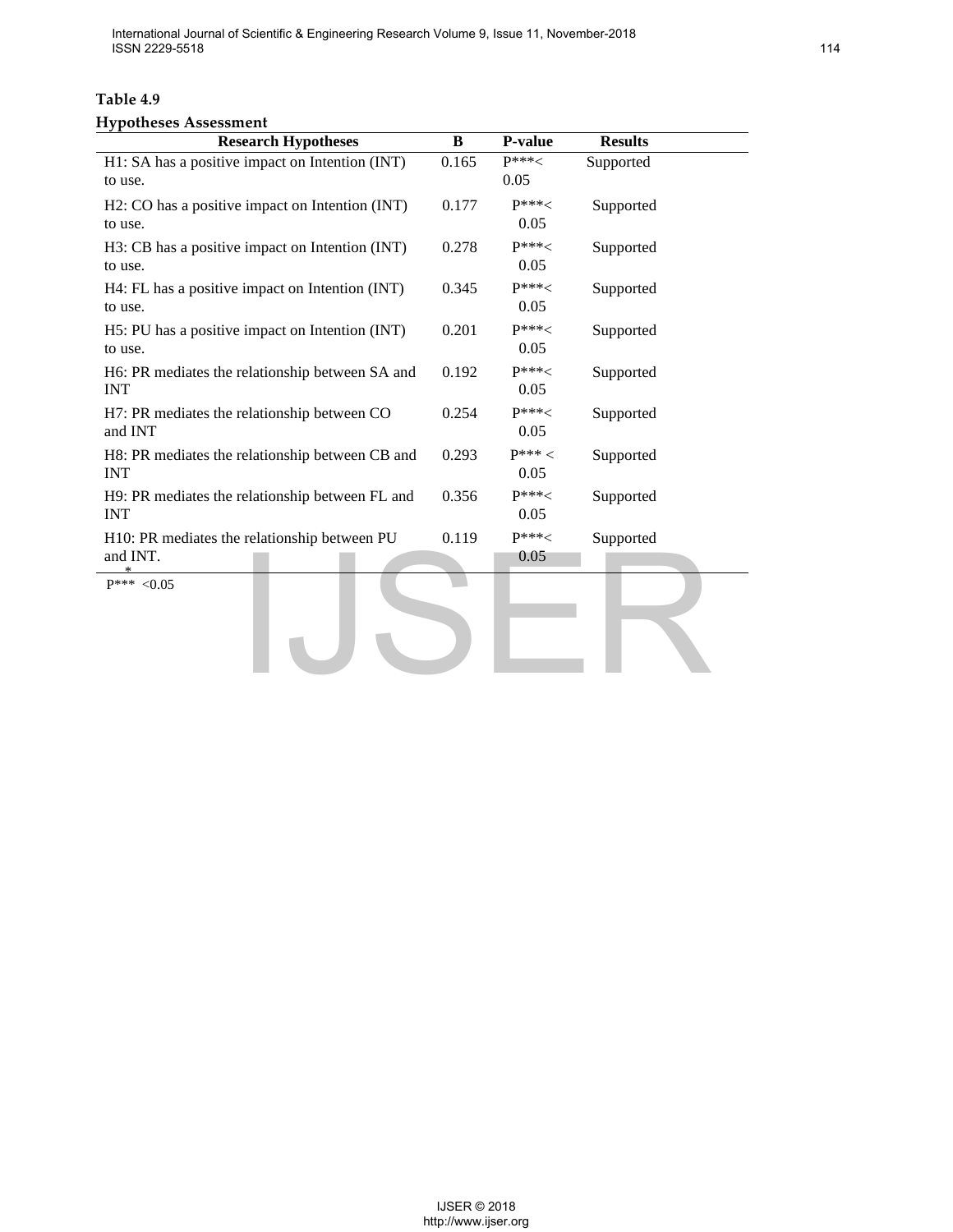**Table 4.9**

**Hypotheses Assessment**

| Research Hypotheses | B | P-value | Results |
|---|---|---|---|
| H1: SA has a positive impact on Intention (INT) to use. | 0.165 | P***< 0.05 | Supported |
| H2: CO has a positive impact on Intention (INT) to use. | 0.177 | P***< 0.05 | Supported |
| H3: CB has a positive impact on Intention (INT) to use. | 0.278 | P***< 0.05 | Supported |
| H4: FL has a positive impact on Intention (INT) to use. | 0.345 | P***< 0.05 | Supported |
| H5: PU has a positive impact on Intention (INT) to use. | 0.201 | P***< 0.05 | Supported |
| H6: PR mediates the relationship between SA and INT | 0.192 | P***< 0.05 | Supported |
| H7: PR mediates the relationship between CO and INT | 0.254 | P***< 0.05 | Supported |
| H8: PR mediates the relationship between CB and INT | 0.293 | P*** < 0.05 | Supported |
| H9: PR mediates the relationship between FL and INT | 0.356 | P***< 0.05 | Supported |
| H10: PR mediates the relationship between PU and INT. | 0.119 | P***< 0.05 | Supported |

P*** <0.05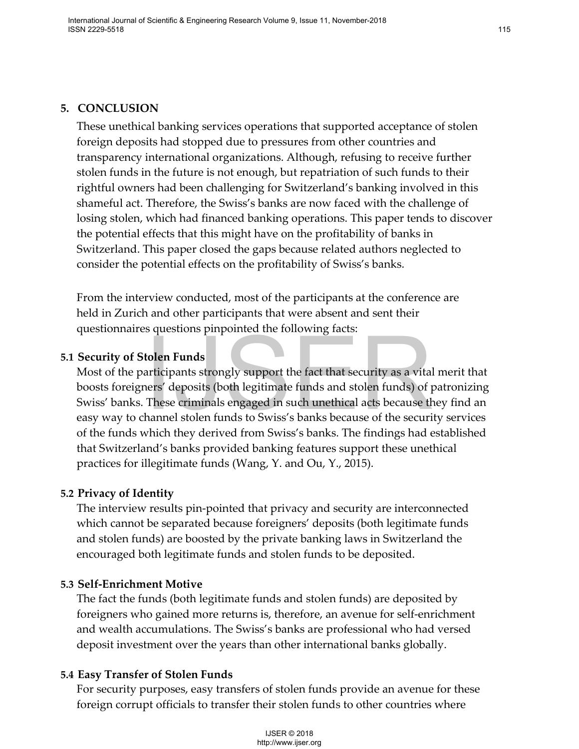## 5. CONCLUSION

These unethical banking services operations that supported acceptance of stolen foreign deposits had stopped due to pressures from other countries and transparency international organizations. Although, refusing to receive further stolen funds in the future is not enough, but repatriation of such funds to their rightful owners had been challenging for Switzerland's banking involved in this shameful act. Therefore, the Swiss's banks are now faced with the challenge of losing stolen, which had financed banking operations. This paper tends to discover the potential effects that this might have on the profitability of banks in Switzerland. This paper closed the gaps because related authors neglected to consider the potential effects on the profitability of Swiss's banks.

From the interview conducted, most of the participants at the conference are held in Zurich and other participants that were absent and sent their questionnaires questions pinpointed the following facts:

### 5.1 Security of Stolen Funds

Most of the participants strongly support the fact that security as a vital merit that boosts foreigners' deposits (both legitimate funds and stolen funds) of patronizing Swiss' banks. These criminals engaged in such unethical acts because they find an easy way to channel stolen funds to Swiss's banks because of the security services of the funds which they derived from Swiss's banks. The findings had established that Switzerland's banks provided banking features support these unethical practices for illegitimate funds (Wang, Y. and Ou, Y., 2015).

### 5.2 Privacy of Identity

The interview results pin-pointed that privacy and security are interconnected which cannot be separated because foreigners' deposits (both legitimate funds and stolen funds) are boosted by the private banking laws in Switzerland the encouraged both legitimate funds and stolen funds to be deposited.

### 5.3 Self-Enrichment Motive

The fact the funds (both legitimate funds and stolen funds) are deposited by foreigners who gained more returns is, therefore, an avenue for self-enrichment and wealth accumulations. The Swiss's banks are professional who had versed deposit investment over the years than other international banks globally.

### 5.4 Easy Transfer of Stolen Funds

For security purposes, easy transfers of stolen funds provide an avenue for these foreign corrupt officials to transfer their stolen funds to other countries where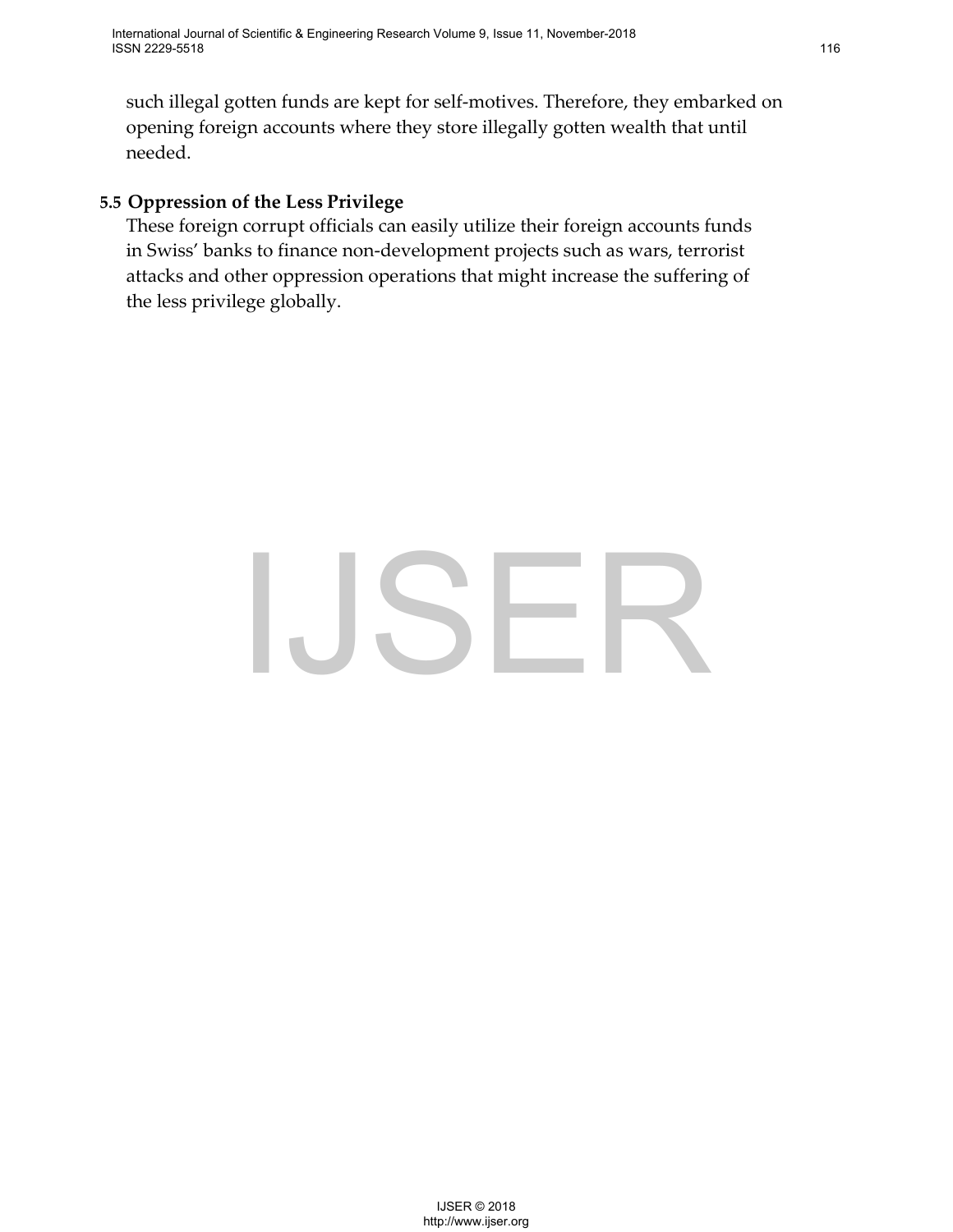such illegal gotten funds are kept for self-motives. Therefore, they embarked on opening foreign accounts where they store illegally gotten wealth that until needed.

### 5.5 Oppression of the Less Privilege

These foreign corrupt officials can easily utilize their foreign accounts funds in Swiss' banks to finance non-development projects such as wars, terrorist attacks and other oppression operations that might increase the suffering of the less privilege globally.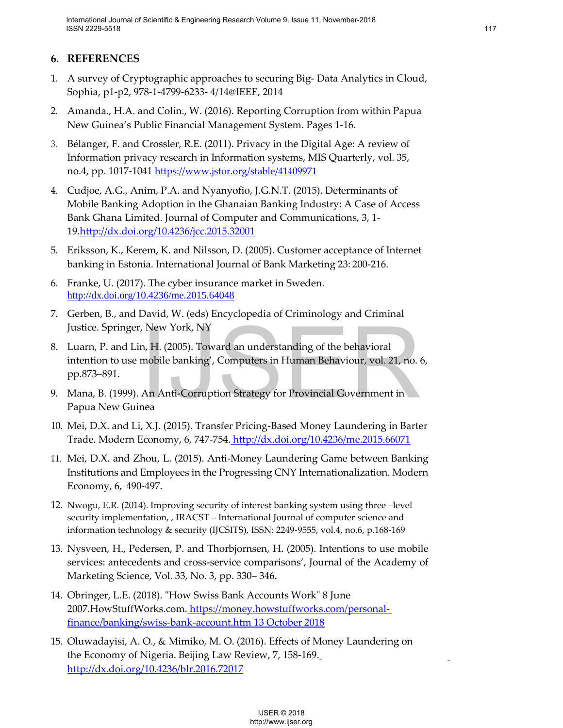## 6. REFERENCES

1. A survey of Cryptographic approaches to securing Big- Data Analytics in Cloud, Sophia, p1-p2, 978-1-4799-6233- 4/14@IEEE, 2014
2. Amanda., H.A. and Colin., W. (2016). Reporting Corruption from within Papua New Guinea's Public Financial Management System. Pages 1-16.
3. Bélanger, F. and Crossler, R.E. (2011). Privacy in the Digital Age: A review of Information privacy research in Information systems, MIS Quarterly, vol. 35, no.4, pp. 1017-1041 https://www.jstor.org/stable/41409971
4. Cudjoe, A.G., Anim, P.A. and Nyanyofio, J.G.N.T. (2015). Determinants of Mobile Banking Adoption in the Ghanaian Banking Industry: A Case of Access Bank Ghana Limited. Journal of Computer and Communications, 3, 1-19.http://dx.doi.org/10.4236/jcc.2015.32001
5. Eriksson, K., Kerem, K. and Nilsson, D. (2005). Customer acceptance of Internet banking in Estonia. International Journal of Bank Marketing 23: 200-216.
6. Franke, U. (2017). The cyber insurance market in Sweden. http://dx.doi.org/10.4236/me.2015.64048
7. Gerben, B., and David, W. (eds) Encyclopedia of Criminology and Criminal Justice. Springer, New York, NY
8. Luarn, P. and Lin, H. (2005). Toward an understanding of the behavioral intention to use mobile banking', Computers in Human Behaviour, vol. 21, no. 6, pp.873–891.
9. Mana, B. (1999). An Anti-Corruption Strategy for Provincial Government in Papua New Guinea
10. Mei, D.X. and Li, X.J. (2015). Transfer Pricing-Based Money Laundering in Barter Trade. Modern Economy, 6, 747-754. http://dx.doi.org/10.4236/me.2015.66071
11. Mei, D.X. and Zhou, L. (2015). Anti-Money Laundering Game between Banking Institutions and Employees in the Progressing CNY Internationalization. Modern Economy, 6, 490-497.
12. Nwogu, E.R. (2014). Improving security of interest banking system using three –level security implementation, , IRACST – International Journal of computer science and information technology & security (IJCSITS), ISSN: 2249-9555, vol.4, no.6, p.168-169
13. Nysveen, H., Pedersen, P. and Thorbjornsen, H. (2005). Intentions to use mobile services: antecedents and cross-service comparisons', Journal of the Academy of Marketing Science, Vol. 33, No. 3, pp. 330– 346.
14. Obringer, L.E. (2018). "How Swiss Bank Accounts Work" 8 June 2007.HowStuffWorks.com. https://money.howstuffworks.com/personal-finance/banking/swiss-bank-account.htm 13 October 2018
15. Oluwadayisi, A. O., & Mimiko, M. O. (2016). Effects of Money Laundering on the Economy of Nigeria. Beijing Law Review, 7, 158-169. http://dx.doi.org/10.4236/blr.2016.72017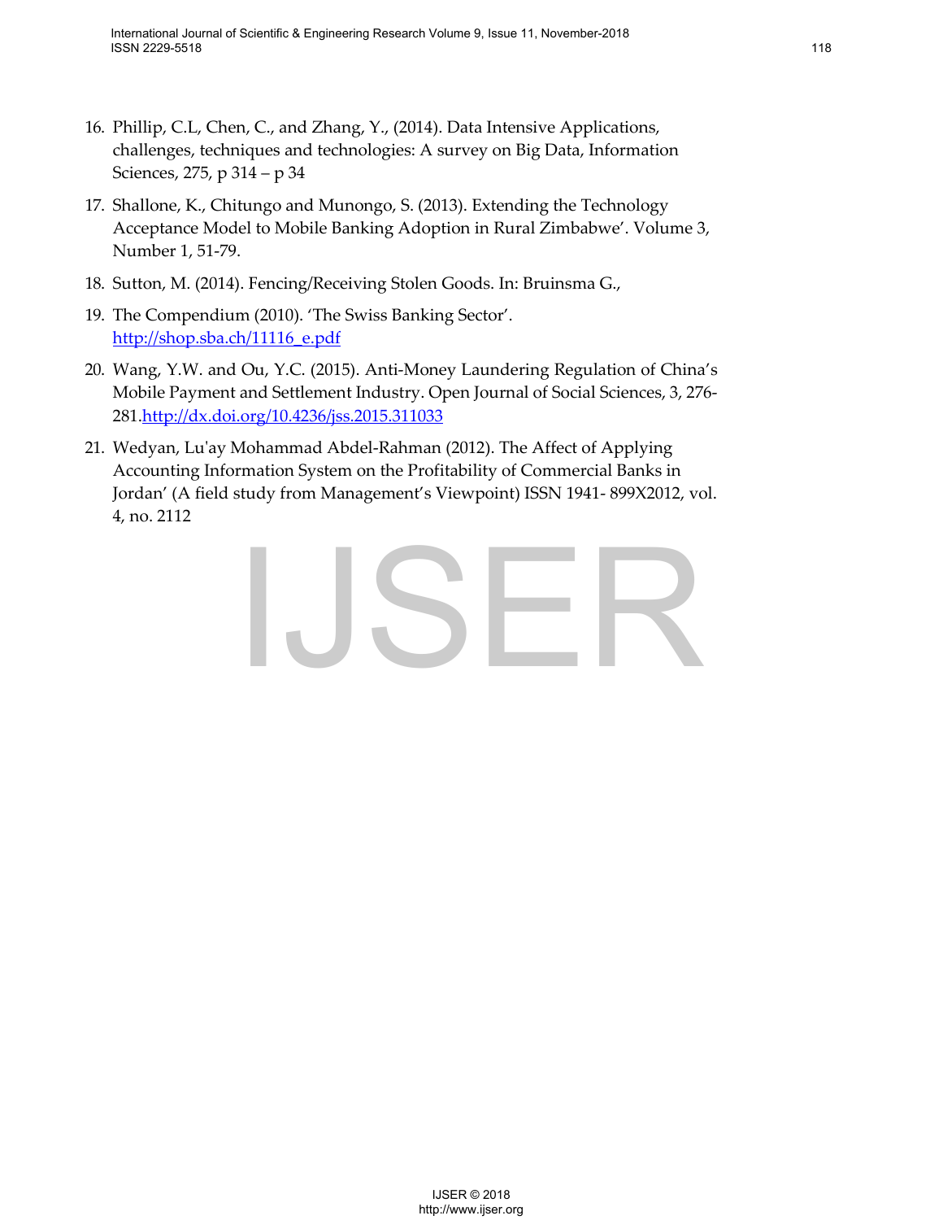16. Phillip, C.L, Chen, C., and Zhang, Y., (2014). Data Intensive Applications, challenges, techniques and technologies: A survey on Big Data, Information Sciences, 275, p 314 – p 34
17. Shallone, K., Chitungo and Munongo, S. (2013). Extending the Technology Acceptance Model to Mobile Banking Adoption in Rural Zimbabwe'. Volume 3, Number 1, 51-79.
18. Sutton, M. (2014). Fencing/Receiving Stolen Goods. In: Bruinsma G.,
19. The Compendium (2010). 'The Swiss Banking Sector'. http://shop.sba.ch/11116_e.pdf
20. Wang, Y.W. and Ou, Y.C. (2015). Anti-Money Laundering Regulation of China's Mobile Payment and Settlement Industry. Open Journal of Social Sciences, 3, 276-281.http://dx.doi.org/10.4236/jss.2015.311033
21. Wedyan, Lu'ay Mohammad Abdel-Rahman (2012). The Affect of Applying Accounting Information System on the Profitability of Commercial Banks in Jordan' (A field study from Management's Viewpoint) ISSN 1941- 899X2012, vol. 4, no. 2112